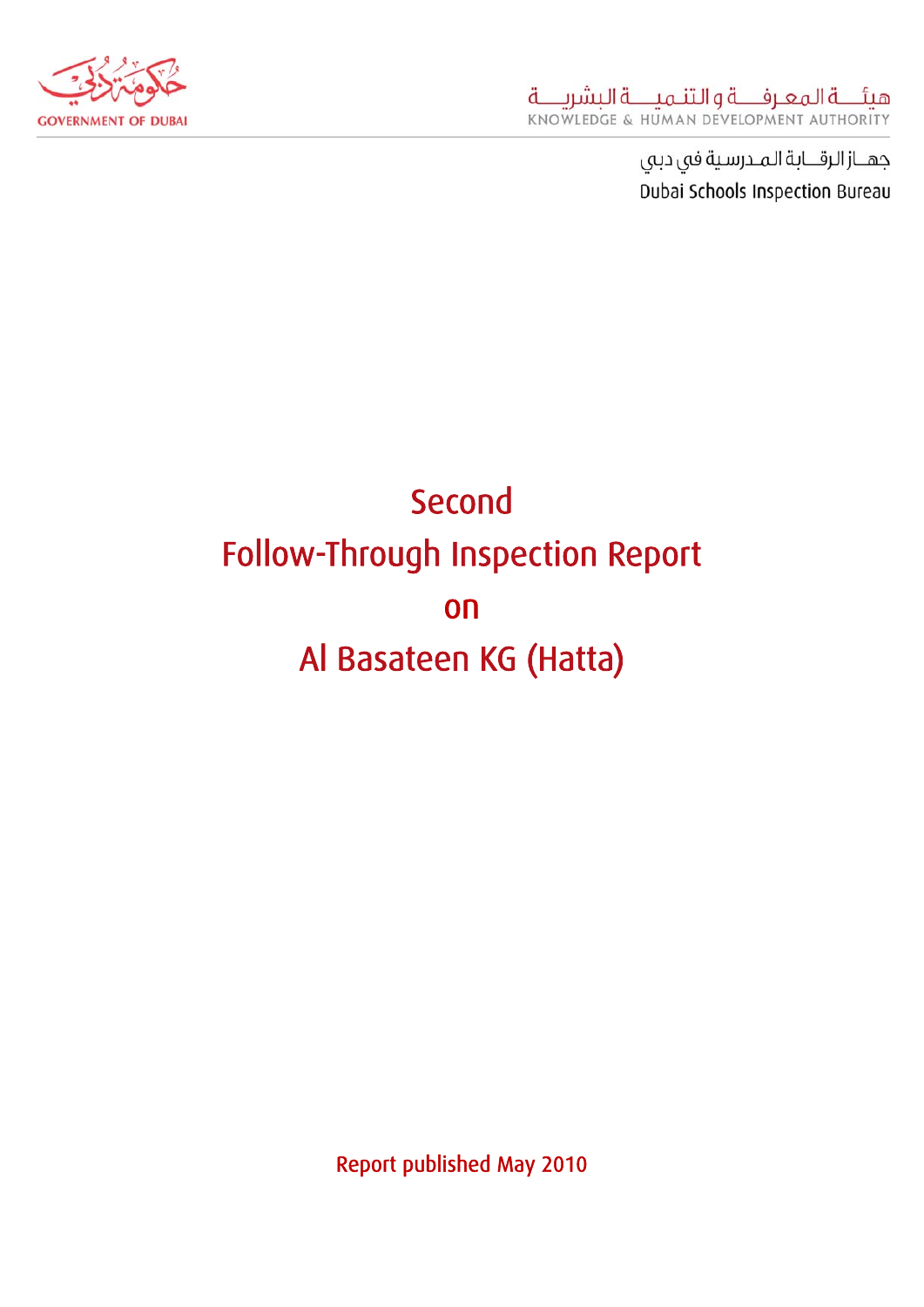GOVERNMENT OF DUBAI

هيئــة المعـرفــة و التنـميــة البشريـــة
KNOWLEDGE & HUMAN DEVELOPMENT AUTHORITY

جهــاز الرقــابة المـدرسية في دبي
Dubai Schools Inspection Bureau

# Second Follow-Through Inspection Report on Al Basateen KG (Hatta)

Report published May 2010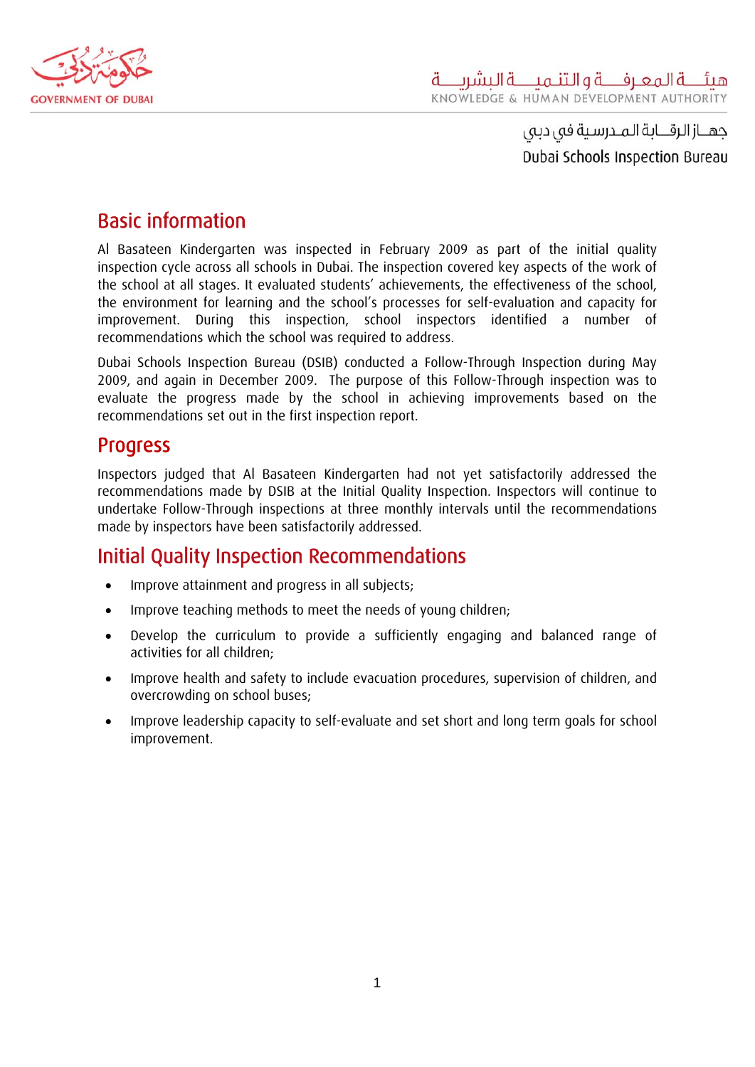## Basic information

Al Basateen Kindergarten was inspected in February 2009 as part of the initial quality inspection cycle across all schools in Dubai. The inspection covered key aspects of the work of the school at all stages. It evaluated students' achievements, the effectiveness of the school, the environment for learning and the school's processes for self-evaluation and capacity for improvement. During this inspection, school inspectors identified a number of recommendations which the school was required to address.

Dubai Schools Inspection Bureau (DSIB) conducted a Follow-Through Inspection during May 2009, and again in December 2009. The purpose of this Follow-Through inspection was to evaluate the progress made by the school in achieving improvements based on the recommendations set out in the first inspection report.

## Progress

Inspectors judged that Al Basateen Kindergarten had not yet satisfactorily addressed the recommendations made by DSIB at the Initial Quality Inspection. Inspectors will continue to undertake Follow-Through inspections at three monthly intervals until the recommendations made by inspectors have been satisfactorily addressed.

## Initial Quality Inspection Recommendations

- Improve attainment and progress in all subjects;
- Improve teaching methods to meet the needs of young children;
- Develop the curriculum to provide a sufficiently engaging and balanced range of activities for all children;
- Improve health and safety to include evacuation procedures, supervision of children, and overcrowding on school buses;
- Improve leadership capacity to self-evaluate and set short and long term goals for school improvement.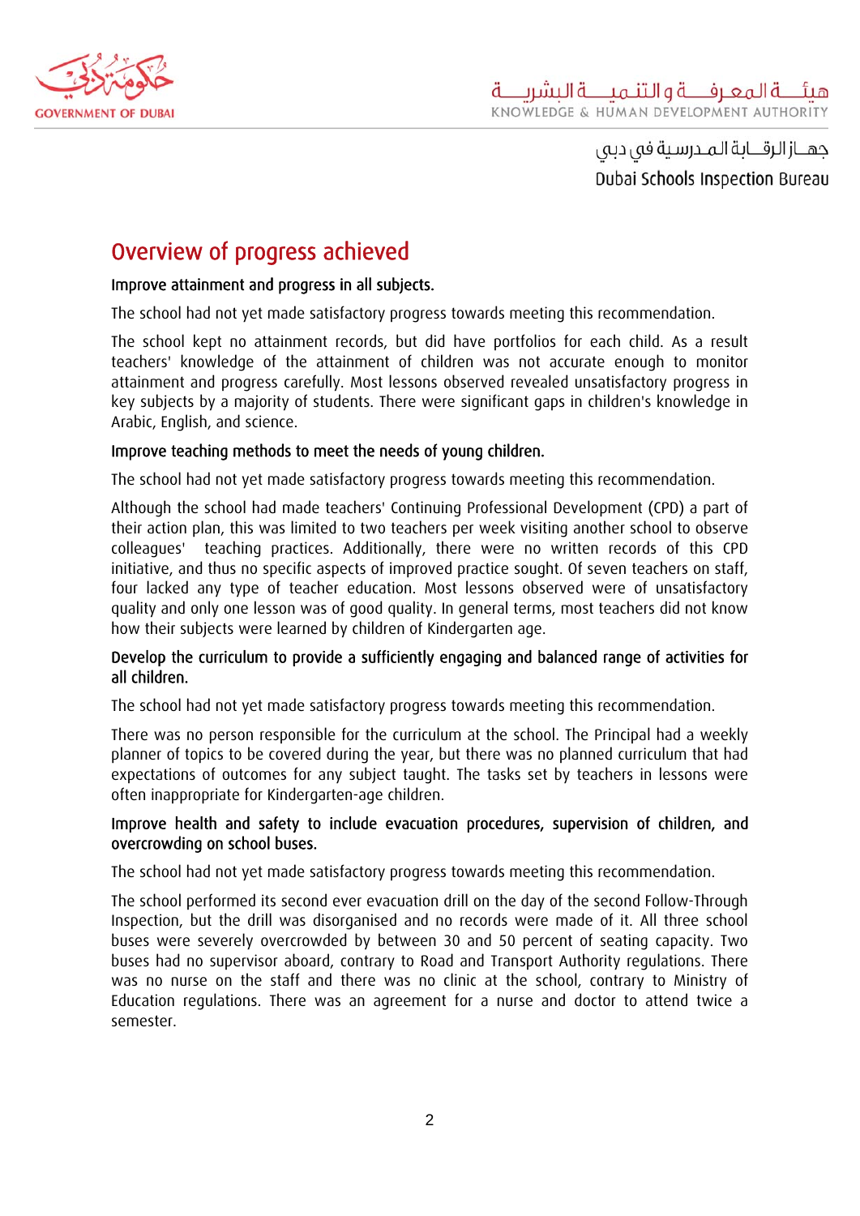## Overview of progress achieved

**Improve attainment and progress in all subjects.**

The school had not yet made satisfactory progress towards meeting this recommendation.

The school kept no attainment records, but did have portfolios for each child. As a result teachers' knowledge of the attainment of children was not accurate enough to monitor attainment and progress carefully. Most lessons observed revealed unsatisfactory progress in key subjects by a majority of students. There were significant gaps in children's knowledge in Arabic, English, and science.

**Improve teaching methods to meet the needs of young children.**

The school had not yet made satisfactory progress towards meeting this recommendation.

Although the school had made teachers' Continuing Professional Development (CPD) a part of their action plan, this was limited to two teachers per week visiting another school to observe colleagues' teaching practices. Additionally, there were no written records of this CPD initiative, and thus no specific aspects of improved practice sought. Of seven teachers on staff, four lacked any type of teacher education. Most lessons observed were of unsatisfactory quality and only one lesson was of good quality. In general terms, most teachers did not know how their subjects were learned by children of Kindergarten age.

**Develop the curriculum to provide a sufficiently engaging and balanced range of activities for all children.**

The school had not yet made satisfactory progress towards meeting this recommendation.

There was no person responsible for the curriculum at the school. The Principal had a weekly planner of topics to be covered during the year, but there was no planned curriculum that had expectations of outcomes for any subject taught. The tasks set by teachers in lessons were often inappropriate for Kindergarten-age children.

**Improve health and safety to include evacuation procedures, supervision of children, and overcrowding on school buses.**

The school had not yet made satisfactory progress towards meeting this recommendation.

The school performed its second ever evacuation drill on the day of the second Follow-Through Inspection, but the drill was disorganised and no records were made of it. All three school buses were severely overcrowded by between 30 and 50 percent of seating capacity. Two buses had no supervisor aboard, contrary to Road and Transport Authority regulations. There was no nurse on the staff and there was no clinic at the school, contrary to Ministry of Education regulations. There was an agreement for a nurse and doctor to attend twice a semester.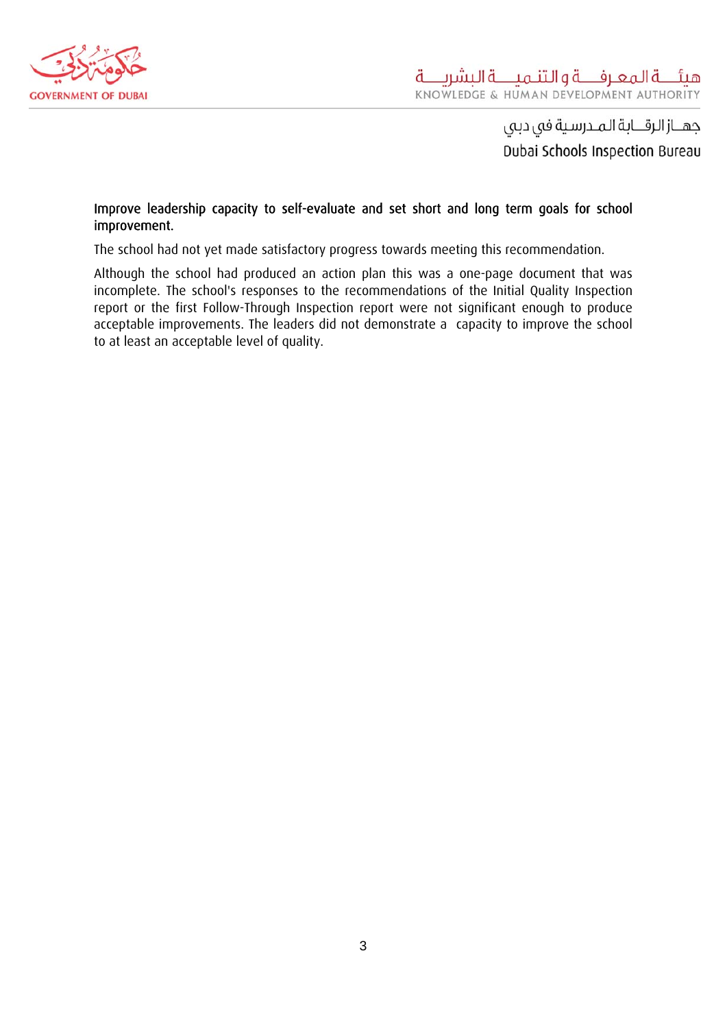**Improve leadership capacity to self-evaluate and set short and long term goals for school improvement.**

The school had not yet made satisfactory progress towards meeting this recommendation.

Although the school had produced an action plan this was a one-page document that was incomplete. The school's responses to the recommendations of the Initial Quality Inspection report or the first Follow-Through Inspection report were not significant enough to produce acceptable improvements. The leaders did not demonstrate a capacity to improve the school to at least an acceptable level of quality.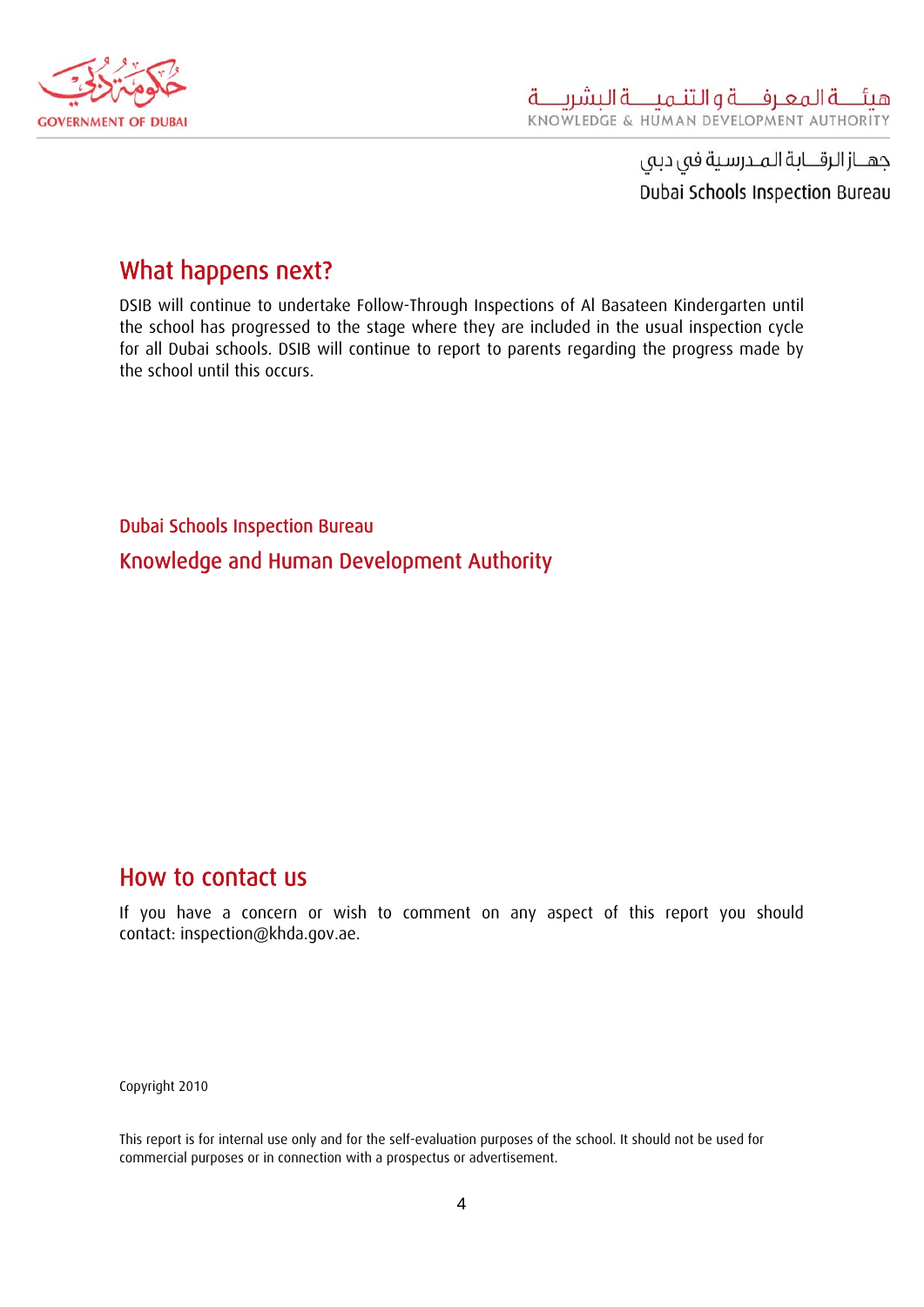## What happens next?

DSIB will continue to undertake Follow-Through Inspections of Al Basateen Kindergarten until the school has progressed to the stage where they are included in the usual inspection cycle for all Dubai schools. DSIB will continue to report to parents regarding the progress made by the school until this occurs.

Dubai Schools Inspection Bureau

Knowledge and Human Development Authority

## How to contact us

If you have a concern or wish to comment on any aspect of this report you should contact: inspection@khda.gov.ae.

Copyright 2010

This report is for internal use only and for the self-evaluation purposes of the school. It should not be used for commercial purposes or in connection with a prospectus or advertisement.